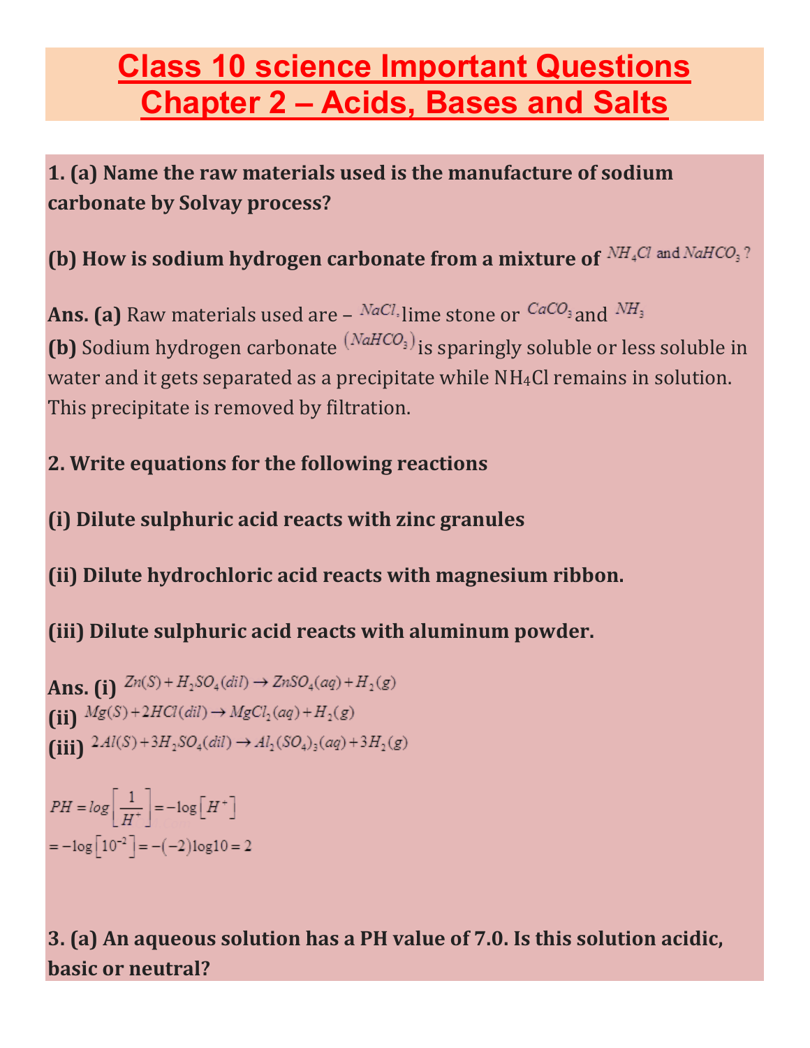# Class 10 science Important Questions Chapter 2 – Acids, Bases and Salts

**1. (a) Name the raw materials used is the manufacture of sodium carbonate by Solvay process?**

**(b) How is sodium hydrogen carbonate from a mixture of** $NH_4Cl$ and $NaHCO_3$?

**Ans. (a)** Raw materials used are – $NaCl$, lime stone or $CaCO_3$ and $NH_3$

**(b)** Sodium hydrogen carbonate $(NaHCO_3)$ is sparingly soluble or less soluble in water and it gets separated as a precipitate while $NH_4Cl$ remains in solution. This precipitate is removed by filtration.

**2. Write equations for the following reactions**

**(i) Dilute sulphuric acid reacts with zinc granules**

**(ii) Dilute hydrochloric acid reacts with magnesium ribbon.**

**(iii) Dilute sulphuric acid reacts with aluminum powder.**

**Ans. (i)** $Zn(S) + H_2SO_4(dil) \rightarrow ZnSO_4(aq) + H_2(g)$

**(ii)** $Mg(S) + 2HCl(dil) \rightarrow MgCl_2(aq) + H_2(g)$

**(iii)** $2Al(S) + 3H_2SO_4(dil) \rightarrow Al_2(SO_4)_3(aq) + 3H_2(g)$

$$PH = log\left[\frac{1}{H^+}\right] = -\log\left[H^+\right]$$
$$= -\log\left[10^{-2}\right] = -(-2)\log 10 = 2$$

**3. (a) An aqueous solution has a PH value of 7.0. Is this solution acidic, basic or neutral?**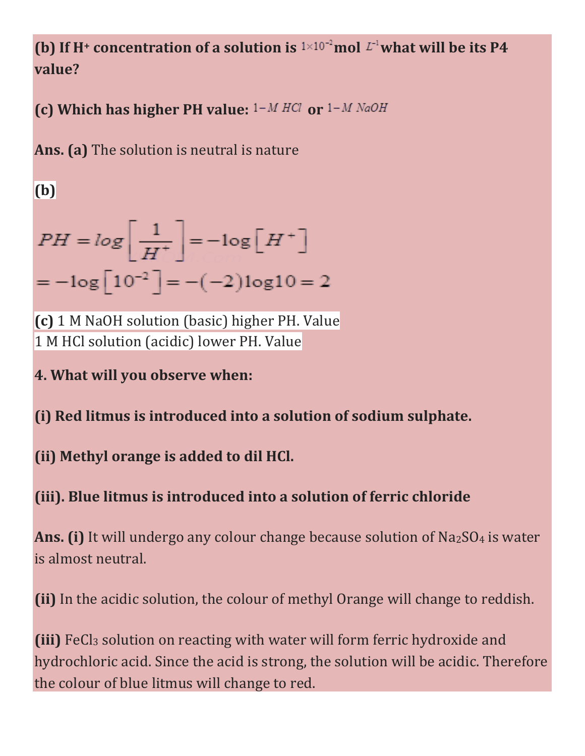**(b) If $H^+$ concentration of a solution is $1\times10^{-2}$ mol $L^{-1}$ what will be its P4 value?**

**(c) Which has higher PH value: $1-M\ HCl$ or $1-M\ NaOH$**

**Ans. (a)** The solution is neutral is nature

**(b)**

$$PH = log\left[\frac{1}{H^+}\right] = -\log\left[H^+\right]$$
$$= -\log\left[10^{-2}\right] = -(-2)\log 10 = 2$$

**(c)** 1 M NaOH solution (basic) higher PH. Value
1 M HCl solution (acidic) lower PH. Value

**4. What will you observe when:**

**(i) Red litmus is introduced into a solution of sodium sulphate.**

**(ii) Methyl orange is added to dil HCl.**

**(iii). Blue litmus is introduced into a solution of ferric chloride**

**Ans. (i)** It will undergo any colour change because solution of $Na_2SO_4$ is water is almost neutral.

**(ii)** In the acidic solution, the colour of methyl Orange will change to reddish.

**(iii)** $FeCl_3$ solution on reacting with water will form ferric hydroxide and hydrochloric acid. Since the acid is strong, the solution will be acidic. Therefore the colour of blue litmus will change to red.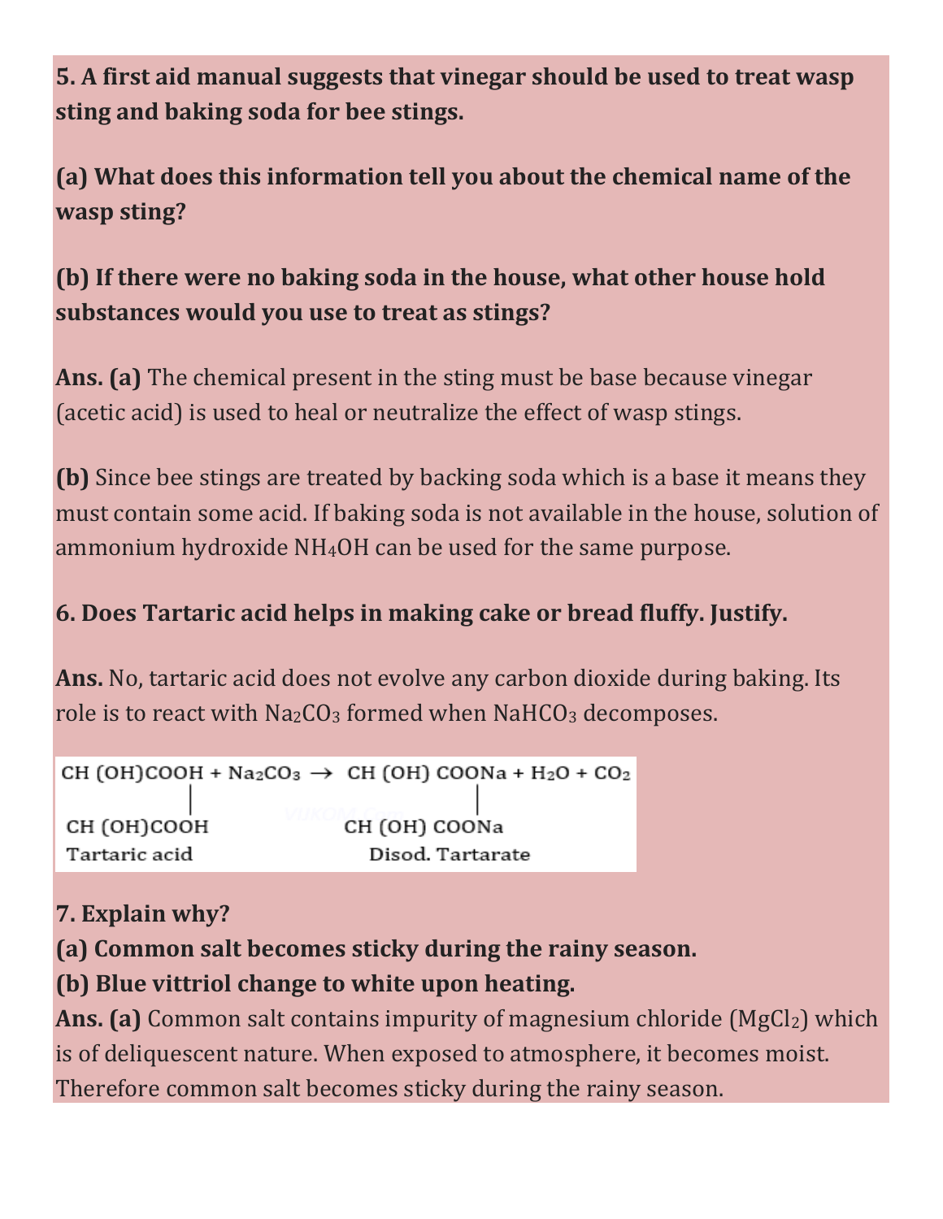**5. A first aid manual suggests that vinegar should be used to treat wasp sting and baking soda for bee stings.**

**(a) What does this information tell you about the chemical name of the wasp sting?**

**(b) If there were no baking soda in the house, what other house hold substances would you use to treat as stings?**

**Ans. (a)** The chemical present in the sting must be base because vinegar (acetic acid) is used to heal or neutralize the effect of wasp stings.

**(b)** Since bee stings are treated by backing soda which is a base it means they must contain some acid. If baking soda is not available in the house, solution of ammonium hydroxide $NH_4OH$ can be used for the same purpose.

**6. Does Tartaric acid helps in making cake or bread fluffy. Justify.**

**Ans.** No, tartaric acid does not evolve any carbon dioxide during baking. Its role is to react with $Na_2CO_3$ formed when $NaHCO_3$ decomposes.

$$\underset{\text{Tartaric acid}}{\begin{array}{c}CH(OH)COOH\\|\\CH(OH)COOH\end{array}} + Na_2CO_3 \rightarrow \underset{\text{Disod. Tartarate}}{\begin{array}{c}CH(OH)COONa\\|\\CH(OH)COONa\end{array}} + H_2O + CO_2$$

**7. Explain why?**

**(a) Common salt becomes sticky during the rainy season.**

**(b) Blue vittriol change to white upon heating.**

**Ans. (a)** Common salt contains impurity of magnesium chloride ($MgCl_2$) which is of deliquescent nature. When exposed to atmosphere, it becomes moist. Therefore common salt becomes sticky during the rainy season.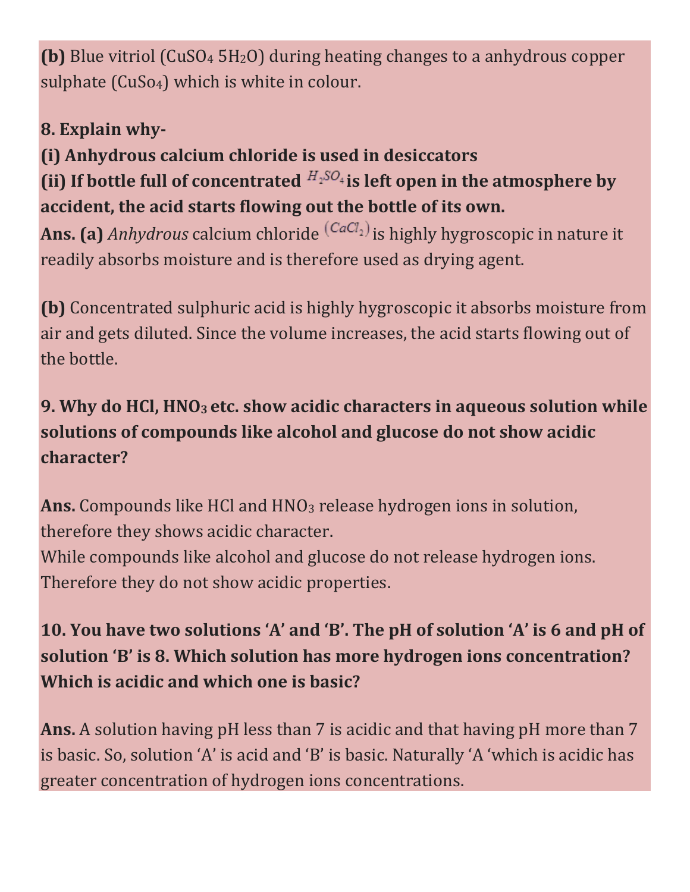**(b)** Blue vitriol ($CuSO_4$ $5H_2O$) during heating changes to a anhydrous copper sulphate ($CuSo_4$) which is white in colour.

**8. Explain why-**

**(i) Anhydrous calcium chloride is used in desiccators**

**(ii) If bottle full of concentrated $H_2SO_4$ is left open in the atmosphere by accident, the acid starts flowing out the bottle of its own.**

**Ans. (a)** *Anhydrous* calcium chloride $(CaCl_2)$ is highly hygroscopic in nature it readily absorbs moisture and is therefore used as drying agent.

**(b)** Concentrated sulphuric acid is highly hygroscopic it absorbs moisture from air and gets diluted. Since the volume increases, the acid starts flowing out of the bottle.

**9. Why do HCl, $HNO_3$ etc. show acidic characters in aqueous solution while solutions of compounds like alcohol and glucose do not show acidic character?**

**Ans.** Compounds like HCl and $HNO_3$ release hydrogen ions in solution, therefore they shows acidic character.
While compounds like alcohol and glucose do not release hydrogen ions. Therefore they do not show acidic properties.

**10. You have two solutions 'A' and 'B'. The pH of solution 'A' is 6 and pH of solution 'B' is 8. Which solution has more hydrogen ions concentration? Which is acidic and which one is basic?**

**Ans.** A solution having pH less than 7 is acidic and that having pH more than 7 is basic. So, solution 'A' is acid and 'B' is basic. Naturally 'A 'which is acidic has greater concentration of hydrogen ions concentrations.